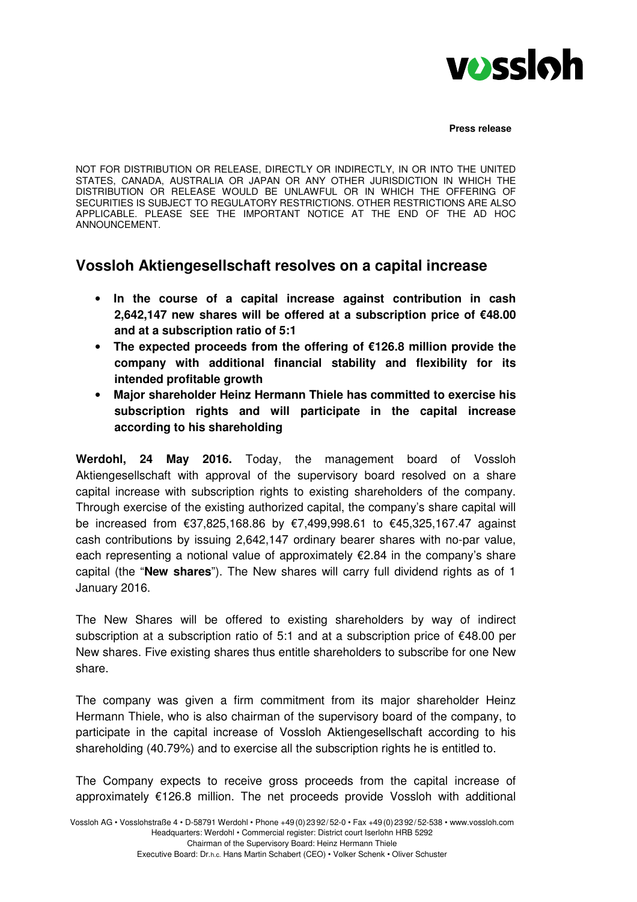**Press release**

NOT FOR DISTRIBUTION OR RELEASE, DIRECTLY OR INDIRECTLY, IN OR INTO THE UNITED STATES, CANADA, AUSTRALIA OR JAPAN OR ANY OTHER JURISDICTION IN WHICH THE DISTRIBUTION OR RELEASE WOULD BE UNLAWFUL OR IN WHICH THE OFFERING OF SECURITIES IS SUBJECT TO REGULATORY RESTRICTIONS. OTHER RESTRICTIONS ARE ALSO APPLICABLE. PLEASE SEE THE IMPORTANT NOTICE AT THE END OF THE AD HOC ANNOUNCEMENT.

# Vossloh Aktiengesellschaft resolves on a capital increase

- **In the course of a capital increase against contribution in cash 2,642,147 new shares will be offered at a subscription price of €48.00 and at a subscription ratio of 5:1**
- **The expected proceeds from the offering of €126.8 million provide the company with additional financial stability and flexibility for its intended profitable growth**
- **Major shareholder Heinz Hermann Thiele has committed to exercise his subscription rights and will participate in the capital increase according to his shareholding**

**Werdohl, 24 May 2016.** Today, the management board of Vossloh Aktiengesellschaft with approval of the supervisory board resolved on a share capital increase with subscription rights to existing shareholders of the company. Through exercise of the existing authorized capital, the company's share capital will be increased from €37,825,168.86 by €7,499,998.61 to €45,325,167.47 against cash contributions by issuing 2,642,147 ordinary bearer shares with no-par value, each representing a notional value of approximately €2.84 in the company's share capital (the "**New shares**"). The New shares will carry full dividend rights as of 1 January 2016.

The New Shares will be offered to existing shareholders by way of indirect subscription at a subscription ratio of 5:1 and at a subscription price of €48.00 per New shares. Five existing shares thus entitle shareholders to subscribe for one New share.

The company was given a firm commitment from its major shareholder Heinz Hermann Thiele, who is also chairman of the supervisory board of the company, to participate in the capital increase of Vossloh Aktiengesellschaft according to his shareholding (40.79%) and to exercise all the subscription rights he is entitled to.

The Company expects to receive gross proceeds from the capital increase of approximately €126.8 million. The net proceeds provide Vossloh with additional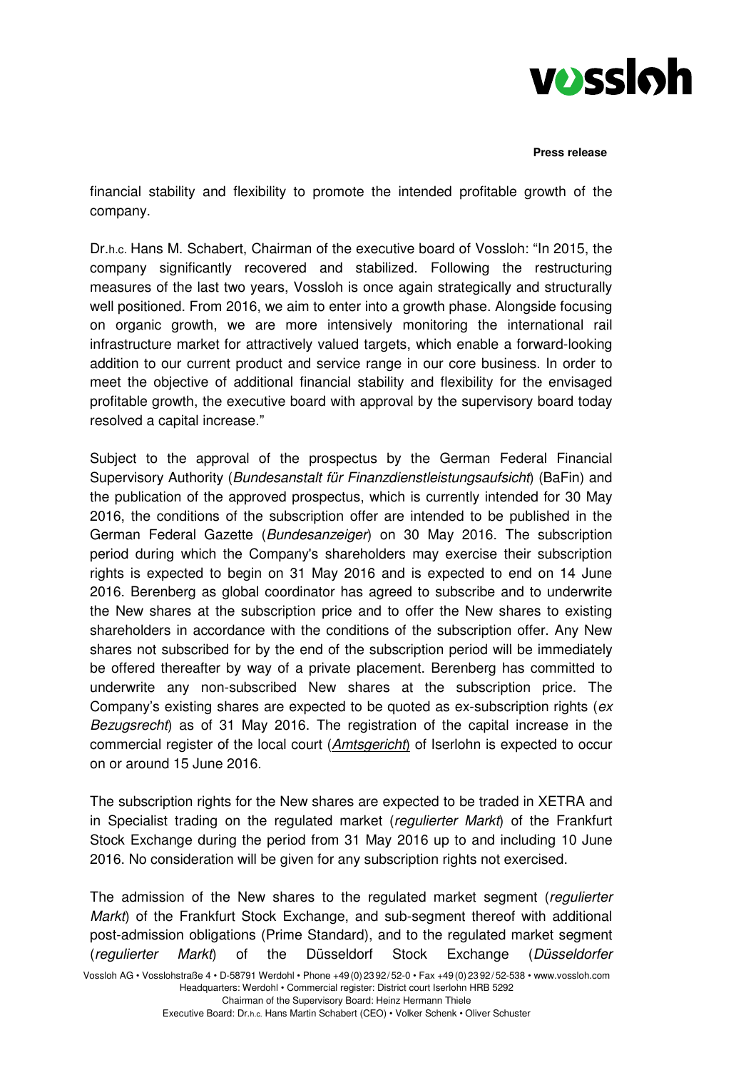financial stability and flexibility to promote the intended profitable growth of the company.

Dr.h.c. Hans M. Schabert, Chairman of the executive board of Vossloh: "In 2015, the company significantly recovered and stabilized. Following the restructuring measures of the last two years, Vossloh is once again strategically and structurally well positioned. From 2016, we aim to enter into a growth phase. Alongside focusing on organic growth, we are more intensively monitoring the international rail infrastructure market for attractively valued targets, which enable a forward-looking addition to our current product and service range in our core business. In order to meet the objective of additional financial stability and flexibility for the envisaged profitable growth, the executive board with approval by the supervisory board today resolved a capital increase."

Subject to the approval of the prospectus by the German Federal Financial Supervisory Authority (*Bundesanstalt für Finanzdienstleistungsaufsicht*) (BaFin) and the publication of the approved prospectus, which is currently intended for 30 May 2016, the conditions of the subscription offer are intended to be published in the German Federal Gazette (*Bundesanzeiger*) on 30 May 2016. The subscription period during which the Company's shareholders may exercise their subscription rights is expected to begin on 31 May 2016 and is expected to end on 14 June 2016. Berenberg as global coordinator has agreed to subscribe and to underwrite the New shares at the subscription price and to offer the New shares to existing shareholders in accordance with the conditions of the subscription offer. Any New shares not subscribed for by the end of the subscription period will be immediately be offered thereafter by way of a private placement. Berenberg has committed to underwrite any non-subscribed New shares at the subscription price. The Company's existing shares are expected to be quoted as ex-subscription rights (*ex Bezugsrecht*) as of 31 May 2016. The registration of the capital increase in the commercial register of the local court (*Amtsgericht*) of Iserlohn is expected to occur on or around 15 June 2016.

The subscription rights for the New shares are expected to be traded in XETRA and in Specialist trading on the regulated market (*regulierter Markt*) of the Frankfurt Stock Exchange during the period from 31 May 2016 up to and including 10 June 2016. No consideration will be given for any subscription rights not exercised.

The admission of the New shares to the regulated market segment (*regulierter Markt*) of the Frankfurt Stock Exchange, and sub-segment thereof with additional post-admission obligations (Prime Standard), and to the regulated market segment (*regulierter Markt*) of the Düsseldorf Stock Exchange (*Düsseldorfer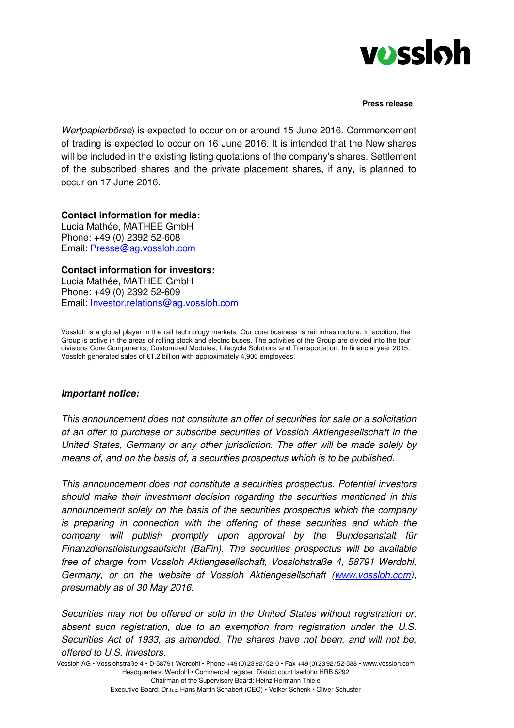*Wertpapierbörse*) is expected to occur on or around 15 June 2016. Commencement of trading is expected to occur on 16 June 2016. It is intended that the New shares will be included in the existing listing quotations of the company's shares. Settlement of the subscribed shares and the private placement shares, if any, is planned to occur on 17 June 2016.

**Contact information for media:**
Lucia Mathée, MATHEE GmbH
Phone: +49 (0) 2392 52-608
Email: Presse@ag.vossloh.com

**Contact information for investors:**
Lucia Mathée, MATHEE GmbH
Phone: +49 (0) 2392 52-609
Email: Investor.relations@ag.vossloh.com

Vossloh is a global player in the rail technology markets. Our core business is rail infrastructure. In addition, the Group is active in the areas of rolling stock and electric buses. The activities of the Group are divided into the four divisions Core Components, Customized Modules, Lifecycle Solutions and Transportation. In financial year 2015, Vossloh generated sales of €1.2 billion with approximately 4,900 employees.

***Important notice:***

*This announcement does not constitute an offer of securities for sale or a solicitation of an offer to purchase or subscribe securities of Vossloh Aktiengesellschaft in the United States, Germany or any other jurisdiction. The offer will be made solely by means of, and on the basis of, a securities prospectus which is to be published.*

*This announcement does not constitute a securities prospectus. Potential investors should make their investment decision regarding the securities mentioned in this announcement solely on the basis of the securities prospectus which the company is preparing in connection with the offering of these securities and which the company will publish promptly upon approval by the Bundesanstalt für Finanzdienstleistungsaufsicht (BaFin). The securities prospectus will be available free of charge from Vossloh Aktiengesellschaft, Vosslohstraße 4, 58791 Werdohl, Germany, or on the website of Vossloh Aktiengesellschaft (www.vossloh.com), presumably as of 30 May 2016.*

*Securities may not be offered or sold in the United States without registration or, absent such registration, due to an exemption from registration under the U.S. Securities Act of 1933, as amended. The shares have not been, and will not be, offered to U.S. investors.*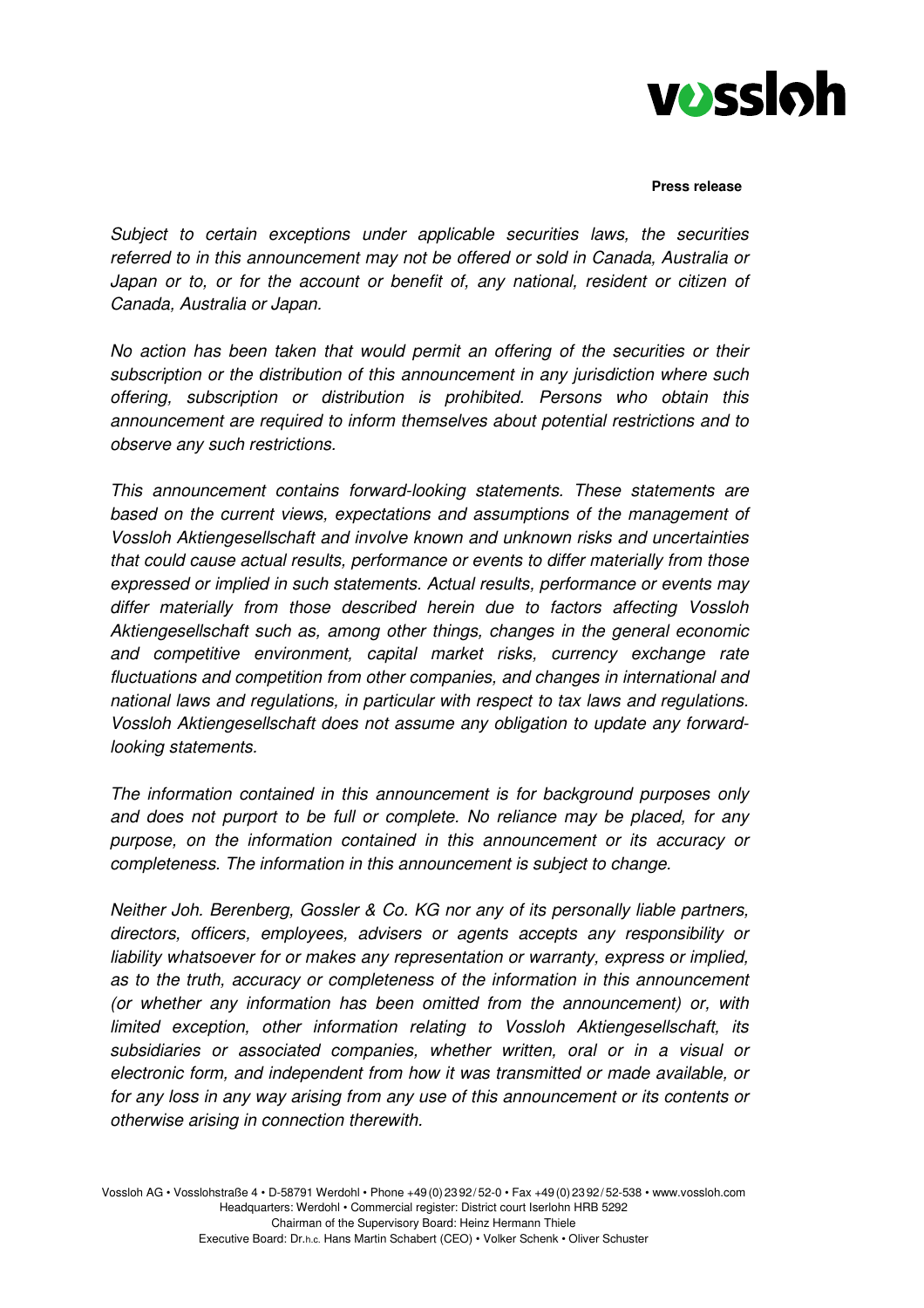**Press release**

*Subject to certain exceptions under applicable securities laws, the securities referred to in this announcement may not be offered or sold in Canada, Australia or Japan or to, or for the account or benefit of, any national, resident or citizen of Canada, Australia or Japan.*

*No action has been taken that would permit an offering of the securities or their subscription or the distribution of this announcement in any jurisdiction where such offering, subscription or distribution is prohibited. Persons who obtain this announcement are required to inform themselves about potential restrictions and to observe any such restrictions.*

*This announcement contains forward-looking statements. These statements are based on the current views, expectations and assumptions of the management of Vossloh Aktiengesellschaft and involve known and unknown risks and uncertainties that could cause actual results, performance or events to differ materially from those expressed or implied in such statements. Actual results, performance or events may differ materially from those described herein due to factors affecting Vossloh Aktiengesellschaft such as, among other things, changes in the general economic and competitive environment, capital market risks, currency exchange rate fluctuations and competition from other companies, and changes in international and national laws and regulations, in particular with respect to tax laws and regulations. Vossloh Aktiengesellschaft does not assume any obligation to update any forward-looking statements.*

*The information contained in this announcement is for background purposes only and does not purport to be full or complete. No reliance may be placed, for any purpose, on the information contained in this announcement or its accuracy or completeness. The information in this announcement is subject to change.*

*Neither Joh. Berenberg, Gossler & Co. KG nor any of its personally liable partners, directors, officers, employees, advisers or agents accepts any responsibility or liability whatsoever for or makes any representation or warranty, express or implied, as to the truth, accuracy or completeness of the information in this announcement (or whether any information has been omitted from the announcement) or, with limited exception, other information relating to Vossloh Aktiengesellschaft, its subsidiaries or associated companies, whether written, oral or in a visual or electronic form, and independent from how it was transmitted or made available, or for any loss in any way arising from any use of this announcement or its contents or otherwise arising in connection therewith.*